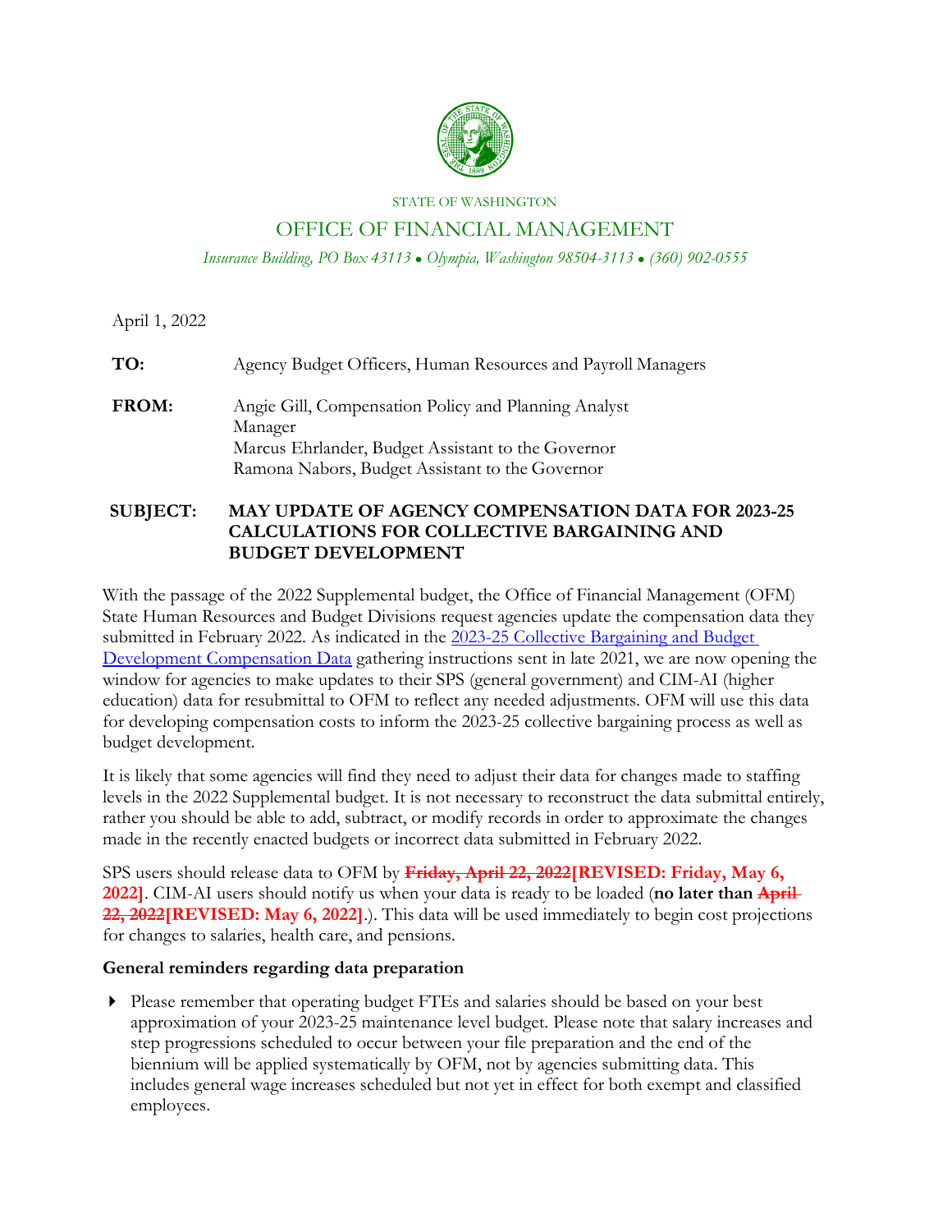STATE OF WASHINGTON

# OFFICE OF FINANCIAL MANAGEMENT

*Insurance Building, PO Box 43113 • Olympia, Washington 98504-3113 • (360) 902-0555*

April 1, 2022

**TO:** Agency Budget Officers, Human Resources and Payroll Managers

**FROM:** Angie Gill, Compensation Policy and Planning Analyst Manager
Marcus Ehrlander, Budget Assistant to the Governor
Ramona Nabors, Budget Assistant to the Governor

**SUBJECT: MAY UPDATE OF AGENCY COMPENSATION DATA FOR 2023-25 CALCULATIONS FOR COLLECTIVE BARGAINING AND BUDGET DEVELOPMENT**

With the passage of the 2022 Supplemental budget, the Office of Financial Management (OFM) State Human Resources and Budget Divisions request agencies update the compensation data they submitted in February 2022. As indicated in the [2023-25 Collective Bargaining and Budget Development Compensation Data](#) gathering instructions sent in late 2021, we are now opening the window for agencies to make updates to their SPS (general government) and CIM-AI (higher education) data for resubmittal to OFM to reflect any needed adjustments. OFM will use this data for developing compensation costs to inform the 2023-25 collective bargaining process as well as budget development.

It is likely that some agencies will find they need to adjust their data for changes made to staffing levels in the 2022 Supplemental budget. It is not necessary to reconstruct the data submittal entirely, rather you should be able to add, subtract, or modify records in order to approximate the changes made in the recently enacted budgets or incorrect data submitted in February 2022.

SPS users should release data to OFM by ~~**Friday, April 22, 2022**~~**[REVISED: Friday, May 6, 2022]**. CIM-AI users should notify us when your data is ready to be loaded (**no later than** ~~**April 22, 2022**~~**[REVISED: May 6, 2022]**.). This data will be used immediately to begin cost projections for changes to salaries, health care, and pensions.

### General reminders regarding data preparation

- Please remember that operating budget FTEs and salaries should be based on your best approximation of your 2023-25 maintenance level budget. Please note that salary increases and step progressions scheduled to occur between your file preparation and the end of the biennium will be applied systematically by OFM, not by agencies submitting data. This includes general wage increases scheduled but not yet in effect for both exempt and classified employees.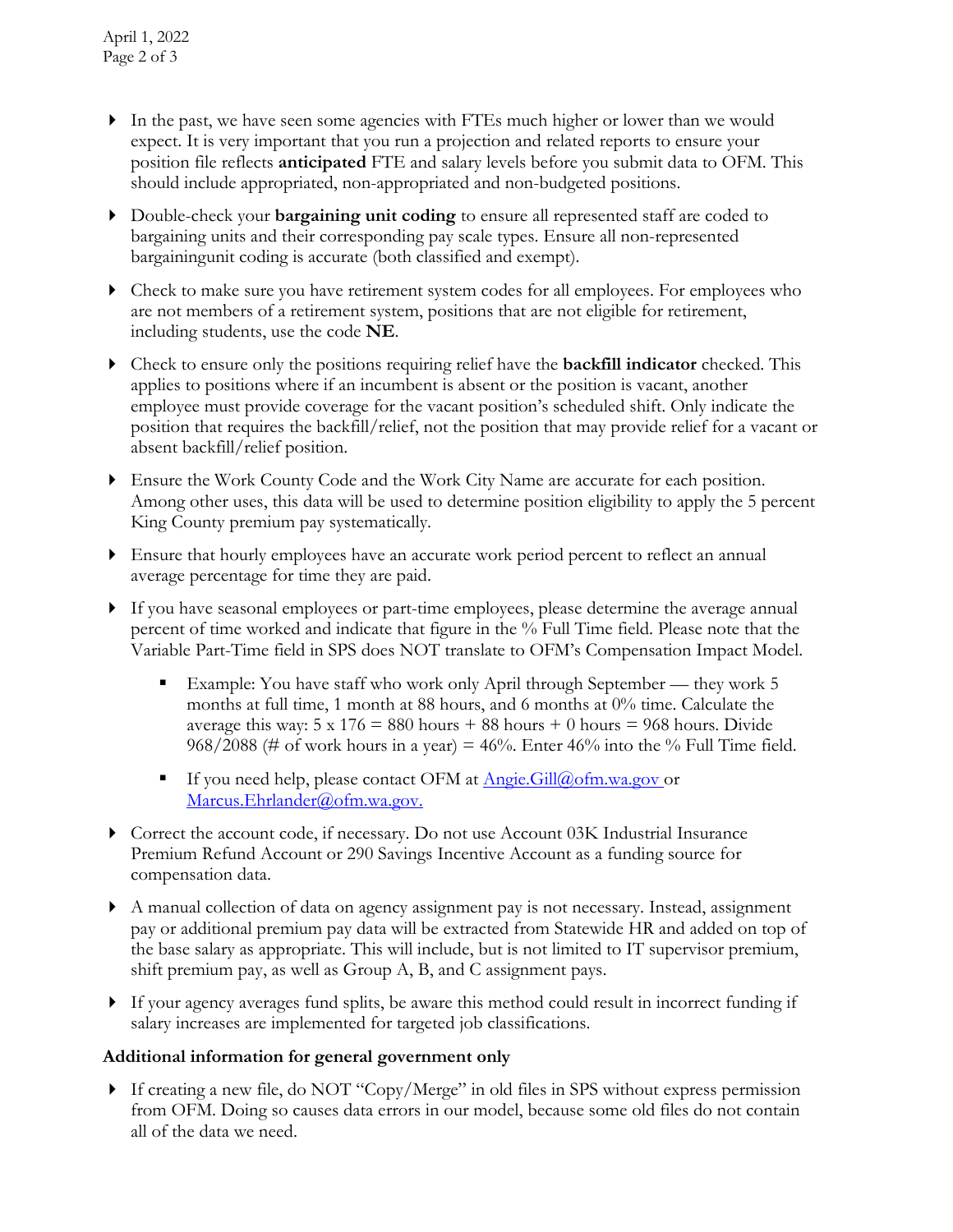- In the past, we have seen some agencies with FTEs much higher or lower than we would expect. It is very important that you run a projection and related reports to ensure your position file reflects **anticipated** FTE and salary levels before you submit data to OFM. This should include appropriated, non-appropriated and non-budgeted positions.
- Double-check your **bargaining unit coding** to ensure all represented staff are coded to bargaining units and their corresponding pay scale types. Ensure all non-represented bargainingunit coding is accurate (both classified and exempt).
- Check to make sure you have retirement system codes for all employees. For employees who are not members of a retirement system, positions that are not eligible for retirement, including students, use the code **NE**.
- Check to ensure only the positions requiring relief have the **backfill indicator** checked. This applies to positions where if an incumbent is absent or the position is vacant, another employee must provide coverage for the vacant position's scheduled shift. Only indicate the position that requires the backfill/relief, not the position that may provide relief for a vacant or absent backfill/relief position.
- Ensure the Work County Code and the Work City Name are accurate for each position. Among other uses, this data will be used to determine position eligibility to apply the 5 percent King County premium pay systematically.
- Ensure that hourly employees have an accurate work period percent to reflect an annual average percentage for time they are paid.
- If you have seasonal employees or part-time employees, please determine the average annual percent of time worked and indicate that figure in the % Full Time field. Please note that the Variable Part-Time field in SPS does NOT translate to OFM's Compensation Impact Model.
  - Example: You have staff who work only April through September — they work 5 months at full time, 1 month at 88 hours, and 6 months at 0% time. Calculate the average this way: 5 x 176 = 880 hours + 88 hours + 0 hours = 968 hours. Divide 968/2088 (# of work hours in a year) = 46%. Enter 46% into the % Full Time field.
  - If you need help, please contact OFM at [Angie.Gill@ofm.wa.gov](mailto:Angie.Gill@ofm.wa.gov) or [Marcus.Ehrlander@ofm.wa.gov.](mailto:Marcus.Ehrlander@ofm.wa.gov)
- Correct the account code, if necessary. Do not use Account 03K Industrial Insurance Premium Refund Account or 290 Savings Incentive Account as a funding source for compensation data.
- A manual collection of data on agency assignment pay is not necessary. Instead, assignment pay or additional premium pay data will be extracted from Statewide HR and added on top of the base salary as appropriate. This will include, but is not limited to IT supervisor premium, shift premium pay, as well as Group A, B, and C assignment pays.
- If your agency averages fund splits, be aware this method could result in incorrect funding if salary increases are implemented for targeted job classifications.

**Additional information for general government only**

- If creating a new file, do NOT "Copy/Merge" in old files in SPS without express permission from OFM. Doing so causes data errors in our model, because some old files do not contain all of the data we need.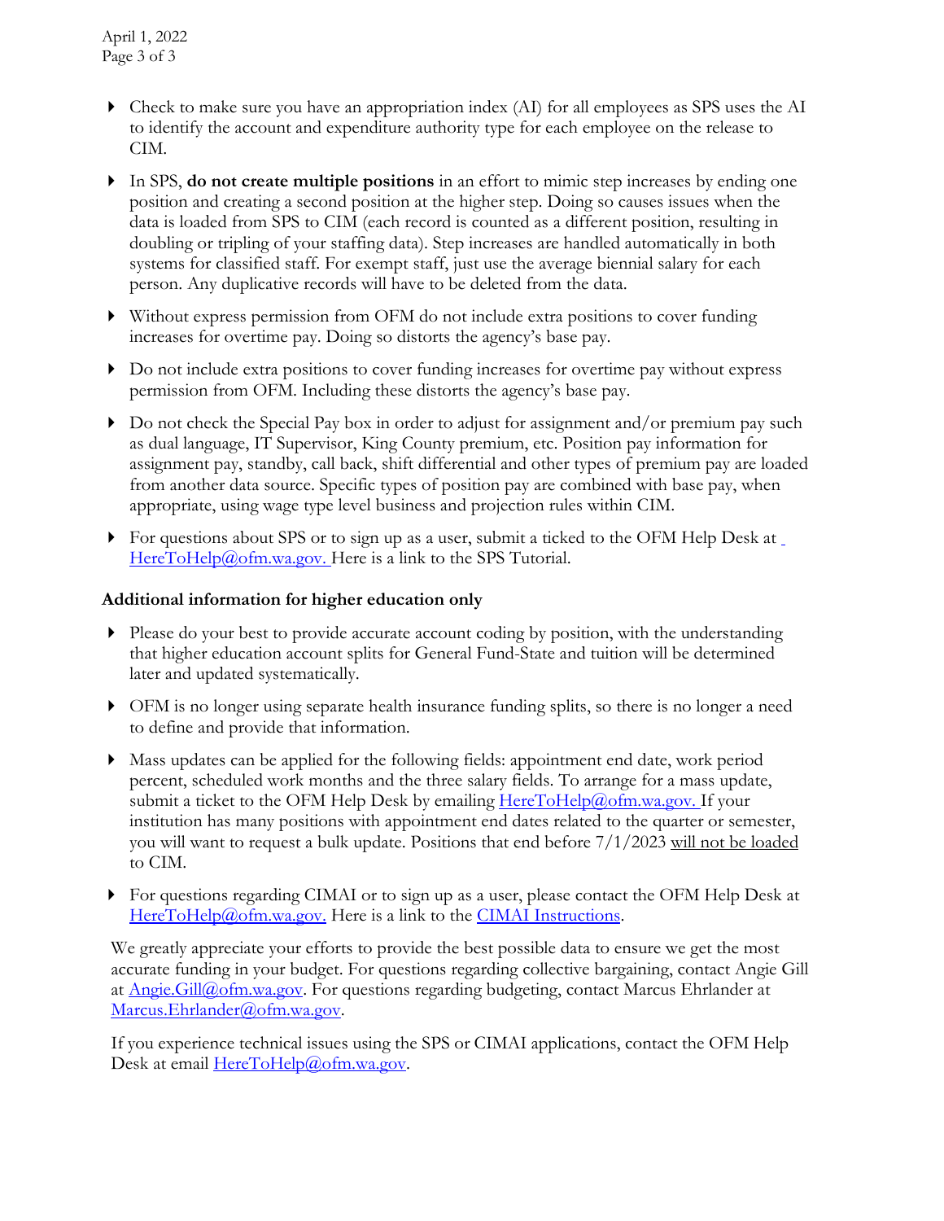- Check to make sure you have an appropriation index (AI) for all employees as SPS uses the AI to identify the account and expenditure authority type for each employee on the release to CIM.
- In SPS, **do not create multiple positions** in an effort to mimic step increases by ending one position and creating a second position at the higher step. Doing so causes issues when the data is loaded from SPS to CIM (each record is counted as a different position, resulting in doubling or tripling of your staffing data). Step increases are handled automatically in both systems for classified staff. For exempt staff, just use the average biennial salary for each person. Any duplicative records will have to be deleted from the data.
- Without express permission from OFM do not include extra positions to cover funding increases for overtime pay. Doing so distorts the agency's base pay.
- Do not include extra positions to cover funding increases for overtime pay without express permission from OFM. Including these distorts the agency's base pay.
- Do not check the Special Pay box in order to adjust for assignment and/or premium pay such as dual language, IT Supervisor, King County premium, etc. Position pay information for assignment pay, standby, call back, shift differential and other types of premium pay are loaded from another data source. Specific types of position pay are combined with base pay, when appropriate, using wage type level business and projection rules within CIM.
- For questions about SPS or to sign up as a user, submit a ticked to the OFM Help Desk at HereToHelp@ofm.wa.gov. Here is a link to the SPS Tutorial.

**Additional information for higher education only**

- Please do your best to provide accurate account coding by position, with the understanding that higher education account splits for General Fund-State and tuition will be determined later and updated systematically.
- OFM is no longer using separate health insurance funding splits, so there is no longer a need to define and provide that information.
- Mass updates can be applied for the following fields: appointment end date, work period percent, scheduled work months and the three salary fields. To arrange for a mass update, submit a ticket to the OFM Help Desk by emailing HereToHelp@ofm.wa.gov. If your institution has many positions with appointment end dates related to the quarter or semester, you will want to request a bulk update. Positions that end before 7/1/2023 will not be loaded to CIM.
- For questions regarding CIMAI or to sign up as a user, please contact the OFM Help Desk at HereToHelp@ofm.wa.gov. Here is a link to the CIMAI Instructions.

We greatly appreciate your efforts to provide the best possible data to ensure we get the most accurate funding in your budget. For questions regarding collective bargaining, contact Angie Gill at Angie.Gill@ofm.wa.gov. For questions regarding budgeting, contact Marcus Ehrlander at Marcus.Ehrlander@ofm.wa.gov.

If you experience technical issues using the SPS or CIMAI applications, contact the OFM Help Desk at email HereToHelp@ofm.wa.gov.